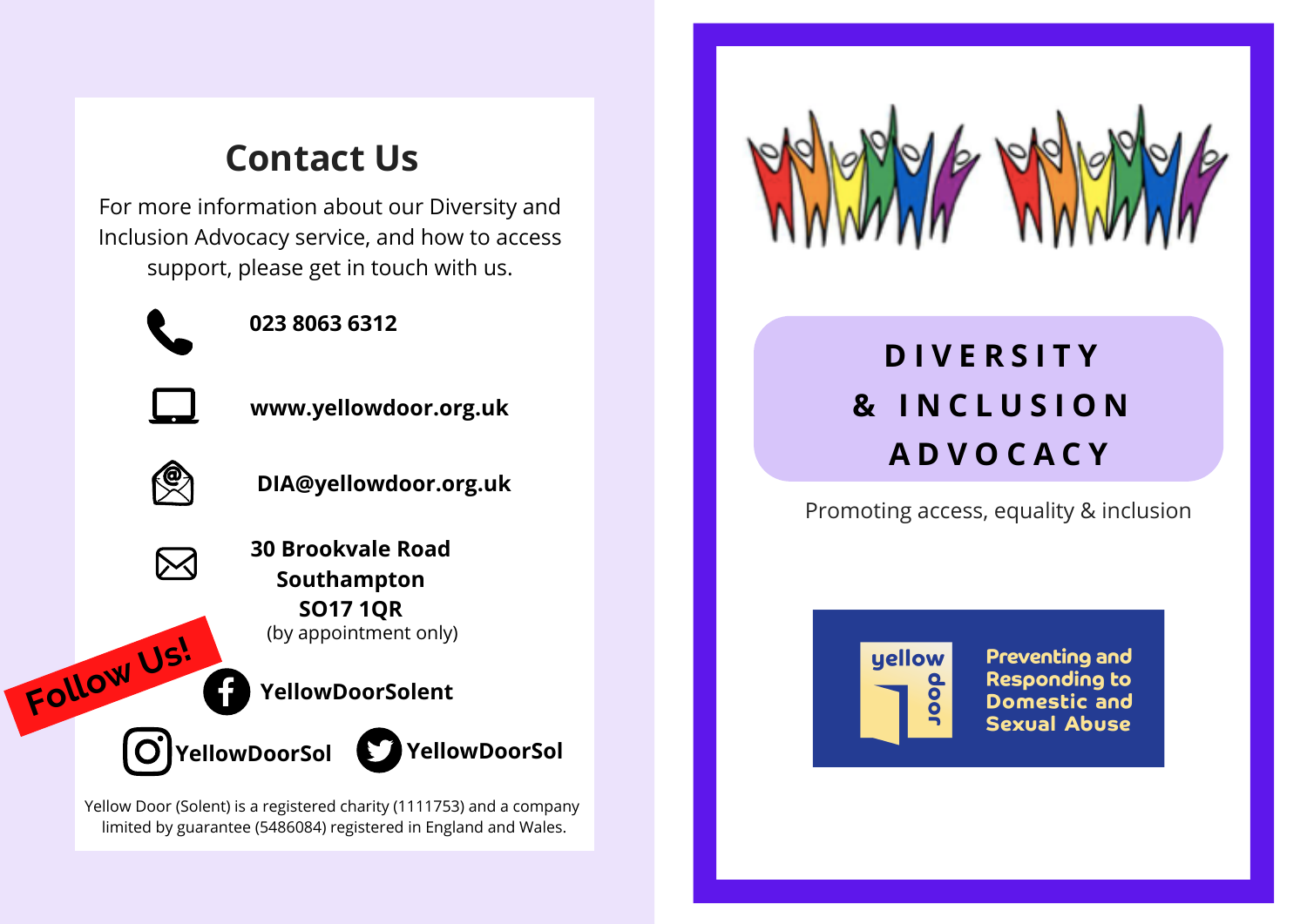## Contact Us

For more information about our Diversity and Inclusion Advocacy service, and how to access support, please get in touch with us.

**023 8063 6312**

**www.yellowdoor.org.uk**

**DIA@yellowdoor.org.uk**

**30 Brookvale Road**
**Southampton**
**SO17 1QR**
(by appointment only)

**Follow Us!**

**YellowDoorSolent**

**YellowDoorSol**

**YellowDoorSol**

Yellow Door (Solent) is a registered charity (1111753) and a company limited by guarantee (5486084) registered in England and Wales.

# DIVERSITY & INCLUSION ADVOCACY

Promoting access, equality & inclusion

yellow door

**Preventing and Responding to Domestic and Sexual Abuse**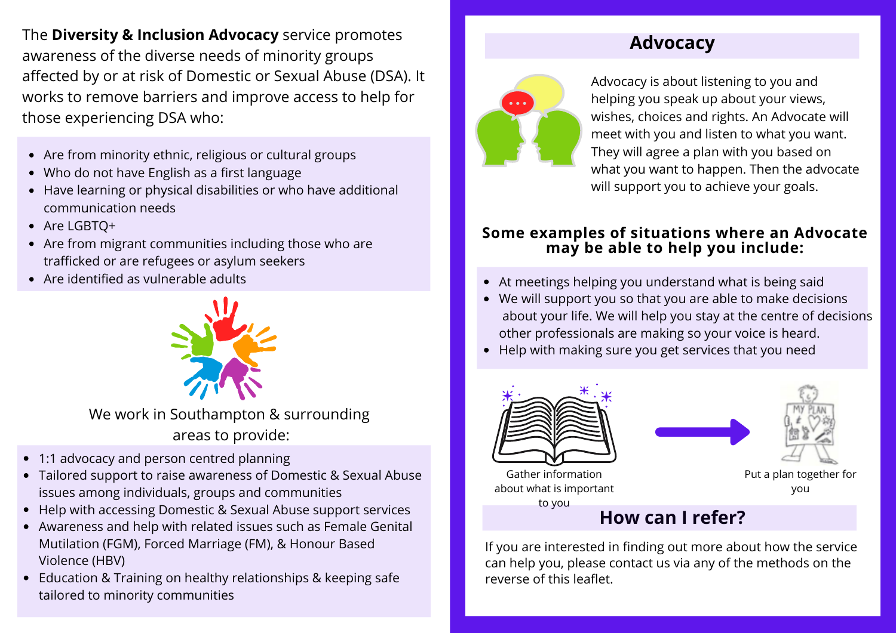The **Diversity & Inclusion Advocacy** service promotes awareness of the diverse needs of minority groups affected by or at risk of Domestic or Sexual Abuse (DSA). It works to remove barriers and improve access to help for those experiencing DSA who:

- Are from minority ethnic, religious or cultural groups
- Who do not have English as a first language
- Have learning or physical disabilities or who have additional communication needs
- Are LGBTQ+
- Are from migrant communities including those who are trafficked or are refugees or asylum seekers
- Are identified as vulnerable adults

We work in Southampton & surrounding areas to provide:

- 1:1 advocacy and person centred planning
- Tailored support to raise awareness of Domestic & Sexual Abuse issues among individuals, groups and communities
- Help with accessing Domestic & Sexual Abuse support services
- Awareness and help with related issues such as Female Genital Mutilation (FGM), Forced Marriage (FM), & Honour Based Violence (HBV)
- Education & Training on healthy relationships & keeping safe tailored to minority communities

## Advocacy

Advocacy is about listening to you and helping you speak up about your views, wishes, choices and rights. An Advocate will meet with you and listen to what you want. They will agree a plan with you based on what you want to happen. Then the advocate will support you to achieve your goals.

### Some examples of situations where an Advocate may be able to help you include:

- At meetings helping you understand what is being said
- We will support you so that you are able to make decisions about your life. We will help you stay at the centre of decisions other professionals are making so your voice is heard.
- Help with making sure you get services that you need

Gather information about what is important to you

Put a plan together for you

## How can I refer?

If you are interested in finding out more about how the service can help you, please contact us via any of the methods on the reverse of this leaflet.